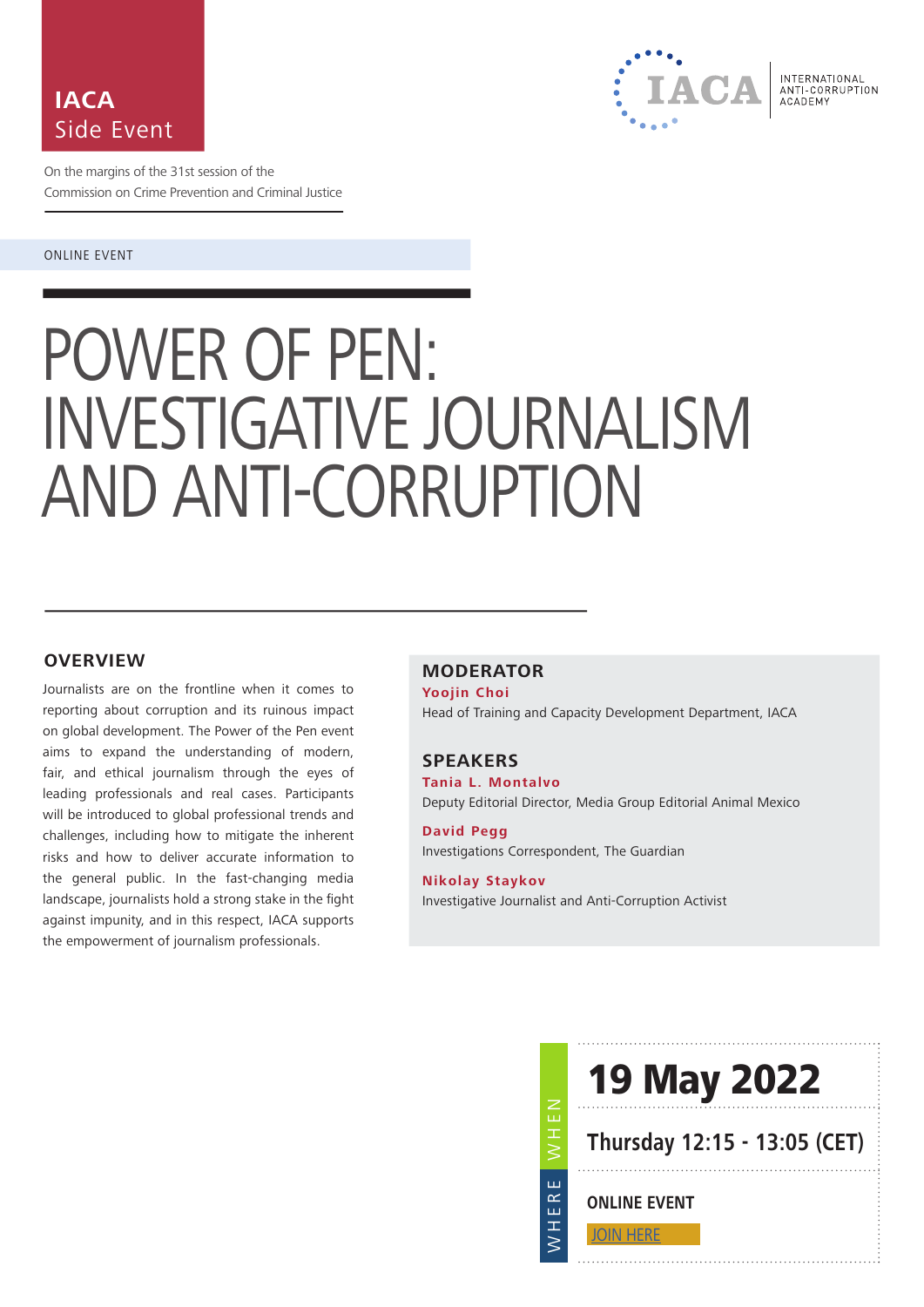**IACA**
Side Event

INTERNATIONAL ANTI-CORRUPTION ACADEMY

On the margins of the 31st session of the Commission on Crime Prevention and Criminal Justice

ONLINE EVENT

# POWER OF PEN: INVESTIGATIVE JOURNALISM AND ANTI-CORRUPTION

## OVERVIEW

Journalists are on the frontline when it comes to reporting about corruption and its ruinous impact on global development. The Power of the Pen event aims to expand the understanding of modern, fair, and ethical journalism through the eyes of leading professionals and real cases. Participants will be introduced to global professional trends and challenges, including how to mitigate the inherent risks and how to deliver accurate information to the general public. In the fast-changing media landscape, journalists hold a strong stake in the fight against impunity, and in this respect, IACA supports the empowerment of journalism professionals.

## MODERATOR

**Yoojin Choi**
Head of Training and Capacity Development Department, IACA

## SPEAKERS

**Tania L. Montalvo**
Deputy Editorial Director, Media Group Editorial Animal Mexico

**David Pegg**
Investigations Correspondent, The Guardian

**Nikolay Staykov**
Investigative Journalist and Anti-Corruption Activist

WHEN

**19 May 2022**

**Thursday 12:15 - 13:05 (CET)**

WHERE

**ONLINE EVENT**

JOIN HERE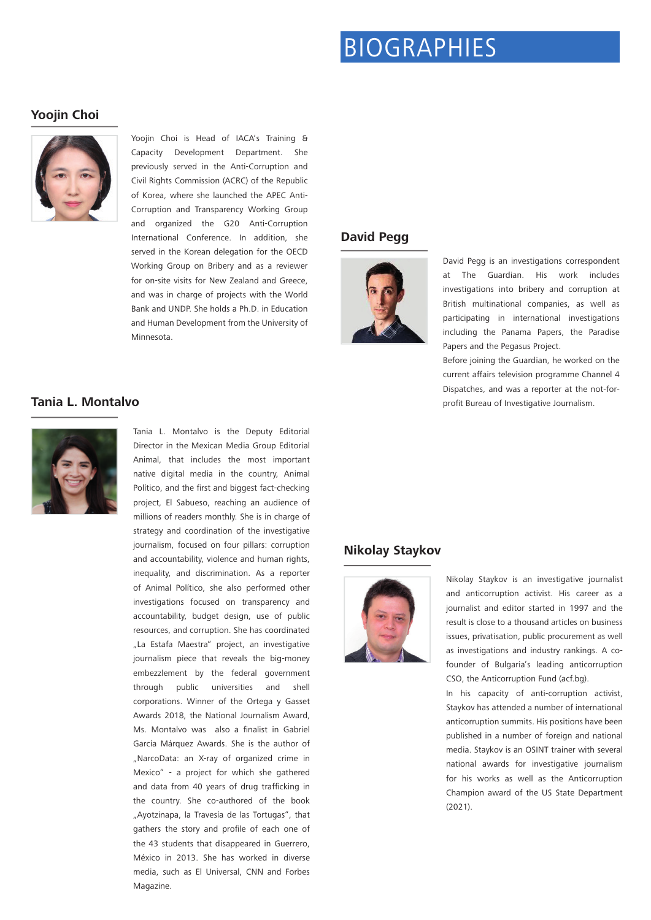# BIOGRAPHIES

## Yoojin Choi

Yoojin Choi is Head of IACA's Training & Capacity Development Department. She previously served in the Anti-Corruption and Civil Rights Commission (ACRC) of the Republic of Korea, where she launched the APEC Anti-Corruption and Transparency Working Group and organized the G20 Anti-Corruption International Conference. In addition, she served in the Korean delegation for the OECD Working Group on Bribery and as a reviewer for on-site visits for New Zealand and Greece, and was in charge of projects with the World Bank and UNDP. She holds a Ph.D. in Education and Human Development from the University of Minnesota.

## Tania L. Montalvo

Tania L. Montalvo is the Deputy Editorial Director in the Mexican Media Group Editorial Animal, that includes the most important native digital media in the country, Animal Político, and the first and biggest fact-checking project, El Sabueso, reaching an audience of millions of readers monthly. She is in charge of strategy and coordination of the investigative journalism, focused on four pillars: corruption and accountability, violence and human rights, inequality, and discrimination. As a reporter of Animal Político, she also performed other investigations focused on transparency and accountability, budget design, use of public resources, and corruption. She has coordinated „La Estafa Maestra" project, an investigative journalism piece that reveals the big-money embezzlement by the federal government through public universities and shell corporations. Winner of the Ortega y Gasset Awards 2018, the National Journalism Award, Ms. Montalvo was also a finalist in Gabriel García Márquez Awards. She is the author of „NarcoData: an X-ray of organized crime in Mexico" - a project for which she gathered and data from 40 years of drug trafficking in the country. She co-authored of the book „Ayotzinapa, la Travesía de las Tortugas", that gathers the story and profile of each one of the 43 students that disappeared in Guerrero, México in 2013. She has worked in diverse media, such as El Universal, CNN and Forbes Magazine.

## David Pegg

David Pegg is an investigations correspondent at The Guardian. His work includes investigations into bribery and corruption at British multinational companies, as well as participating in international investigations including the Panama Papers, the Paradise Papers and the Pegasus Project.

Before joining the Guardian, he worked on the current affairs television programme Channel 4 Dispatches, and was a reporter at the not-for-profit Bureau of Investigative Journalism.

## Nikolay Staykov

Nikolay Staykov is an investigative journalist and anticorruption activist. His career as a journalist and editor started in 1997 and the result is close to a thousand articles on business issues, privatisation, public procurement as well as investigations and industry rankings. A co-founder of Bulgaria's leading anticorruption CSO, the Anticorruption Fund (acf.bg).

In his capacity of anti-corruption activist, Staykov has attended a number of international anticorruption summits. His positions have been published in a number of foreign and national media. Staykov is an OSINT trainer with several national awards for investigative journalism for his works as well as the Anticorruption Champion award of the US State Department (2021).